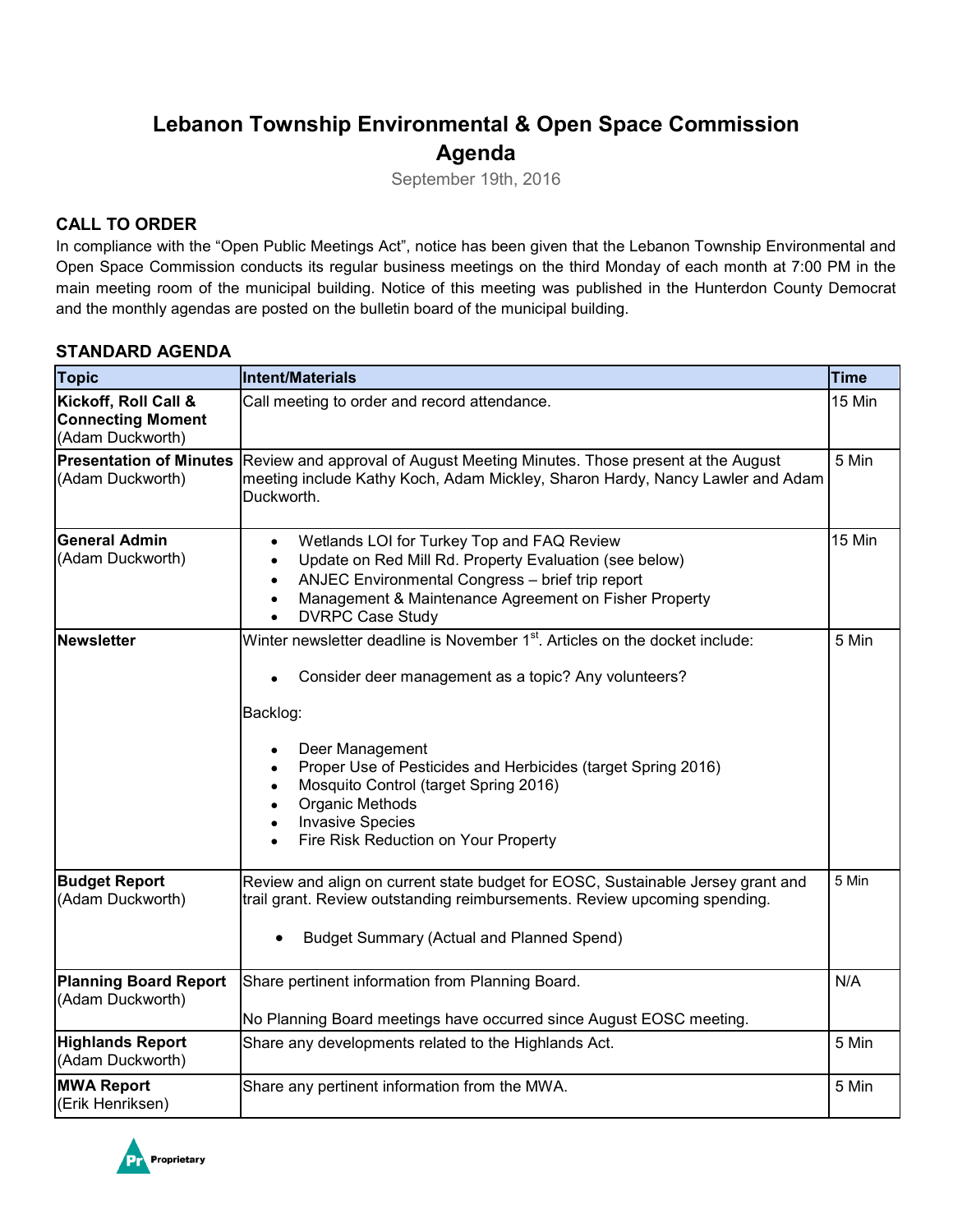# Lebanon Township Environmental & Open Space Commission Agenda

September 19th, 2016

## CALL TO ORDER

In compliance with the "Open Public Meetings Act", notice has been given that the Lebanon Township Environmental and Open Space Commission conducts its regular business meetings on the third Monday of each month at 7:00 PM in the main meeting room of the municipal building. Notice of this meeting was published in the Hunterdon County Democrat and the monthly agendas are posted on the bulletin board of the municipal building.

## STANDARD AGENDA

| Topic | Intent/Materials | Time |
|---|---|---|
| **Kickoff, Roll Call & Connecting Moment** (Adam Duckworth) | Call meeting to order and record attendance. | 15 Min |
| **Presentation of Minutes** (Adam Duckworth) | Review and approval of August Meeting Minutes. Those present at the August meeting include Kathy Koch, Adam Mickley, Sharon Hardy, Nancy Lawler and Adam Duckworth. | 5 Min |
| **General Admin** (Adam Duckworth) | • Wetlands LOI for Turkey Top and FAQ Review<br>• Update on Red Mill Rd. Property Evaluation (see below)<br>• ANJEC Environmental Congress – brief trip report<br>• Management & Maintenance Agreement on Fisher Property<br>• DVRPC Case Study | 15 Min |
| **Newsletter** | Winter newsletter deadline is November 1st. Articles on the docket include:<br><br>• Consider deer management as a topic? Any volunteers?<br><br>Backlog:<br><br>• Deer Management<br>• Proper Use of Pesticides and Herbicides (target Spring 2016)<br>• Mosquito Control (target Spring 2016)<br>• Organic Methods<br>• Invasive Species<br>• Fire Risk Reduction on Your Property | 5 Min |
| **Budget Report** (Adam Duckworth) | Review and align on current state budget for EOSC, Sustainable Jersey grant and trail grant. Review outstanding reimbursements. Review upcoming spending.<br><br>• Budget Summary (Actual and Planned Spend) | 5 Min |
| **Planning Board Report** (Adam Duckworth) | Share pertinent information from Planning Board.<br><br>No Planning Board meetings have occurred since August EOSC meeting. | N/A |
| **Highlands Report** (Adam Duckworth) | Share any developments related to the Highlands Act. | 5 Min |
| **MWA Report** (Erik Henriksen) | Share any pertinent information from the MWA. | 5 Min |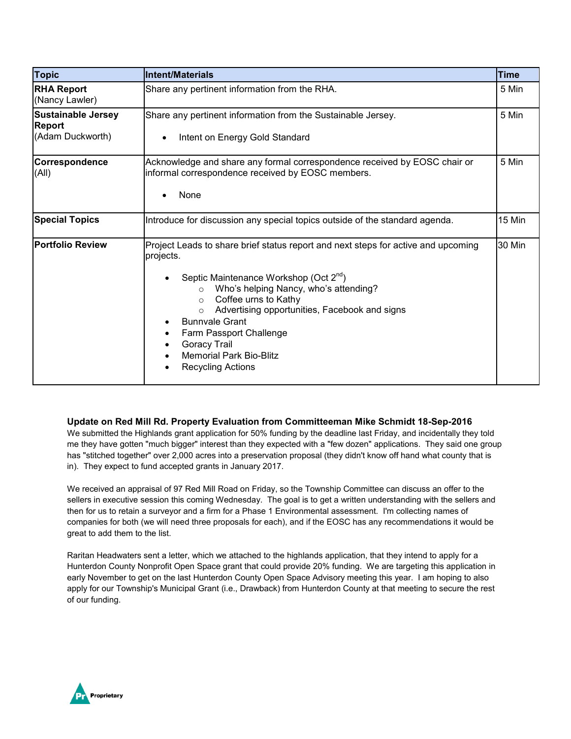| Topic | Intent/Materials | Time |
|---|---|---|
| **RHA Report** (Nancy Lawler) | Share any pertinent information from the RHA. | 5 Min |
| **Sustainable Jersey Report** (Adam Duckworth) | Share any pertinent information from the Sustainable Jersey.<br><br>• Intent on Energy Gold Standard | 5 Min |
| **Correspondence** (All) | Acknowledge and share any formal correspondence received by EOSC chair or informal correspondence received by EOSC members.<br><br>• None | 5 Min |
| **Special Topics** | Introduce for discussion any special topics outside of the standard agenda. | 15 Min |
| **Portfolio Review** | Project Leads to share brief status report and next steps for active and upcoming projects.<br><br>• Septic Maintenance Workshop (Oct 2nd)<br>  ○ Who's helping Nancy, who's attending?<br>  ○ Coffee urns to Kathy<br>  ○ Advertising opportunities, Facebook and signs<br>• Bunnvale Grant<br>• Farm Passport Challenge<br>• Goracy Trail<br>• Memorial Park Bio-Blitz<br>• Recycling Actions | 30 Min |

**Update on Red Mill Rd. Property Evaluation from Committeeman Mike Schmidt 18-Sep-2016**

We submitted the Highlands grant application for 50% funding by the deadline last Friday, and incidentally they told me they have gotten "much bigger" interest than they expected with a "few dozen" applications. They said one group has "stitched together" over 2,000 acres into a preservation proposal (they didn't know off hand what county that is in). They expect to fund accepted grants in January 2017.

We received an appraisal of 97 Red Mill Road on Friday, so the Township Committee can discuss an offer to the sellers in executive session this coming Wednesday. The goal is to get a written understanding with the sellers and then for us to retain a surveyor and a firm for a Phase 1 Environmental assessment. I'm collecting names of companies for both (we will need three proposals for each), and if the EOSC has any recommendations it would be great to add them to the list.

Raritan Headwaters sent a letter, which we attached to the highlands application, that they intend to apply for a Hunterdon County Nonprofit Open Space grant that could provide 20% funding. We are targeting this application in early November to get on the last Hunterdon County Open Space Advisory meeting this year. I am hoping to also apply for our Township's Municipal Grant (i.e., Drawback) from Hunterdon County at that meeting to secure the rest of our funding.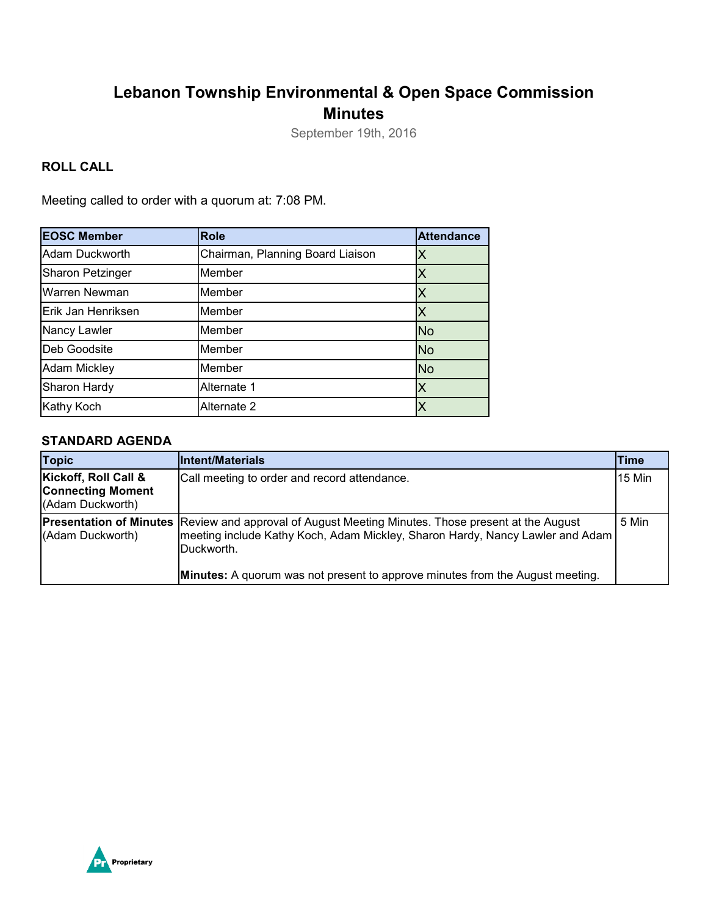# Lebanon Township Environmental & Open Space Commission Minutes

September 19th, 2016

### ROLL CALL

Meeting called to order with a quorum at: 7:08 PM.

| EOSC Member | Role | Attendance |
|---|---|---|
| Adam Duckworth | Chairman, Planning Board Liaison | X |
| Sharon Petzinger | Member | X |
| Warren Newman | Member | X |
| Erik Jan Henriksen | Member | X |
| Nancy Lawler | Member | No |
| Deb Goodsite | Member | No |
| Adam Mickley | Member | No |
| Sharon Hardy | Alternate 1 | X |
| Kathy Koch | Alternate 2 | X |

### STANDARD AGENDA

| Topic | Intent/Materials | Time |
|---|---|---|
| **Kickoff, Roll Call & Connecting Moment** (Adam Duckworth) | Call meeting to order and record attendance. | 15 Min |
| **Presentation of Minutes** (Adam Duckworth) | Review and approval of August Meeting Minutes. Those present at the August meeting include Kathy Koch, Adam Mickley, Sharon Hardy, Nancy Lawler and Adam Duckworth.<br><br>**Minutes:** A quorum was not present to approve minutes from the August meeting. | 5 Min |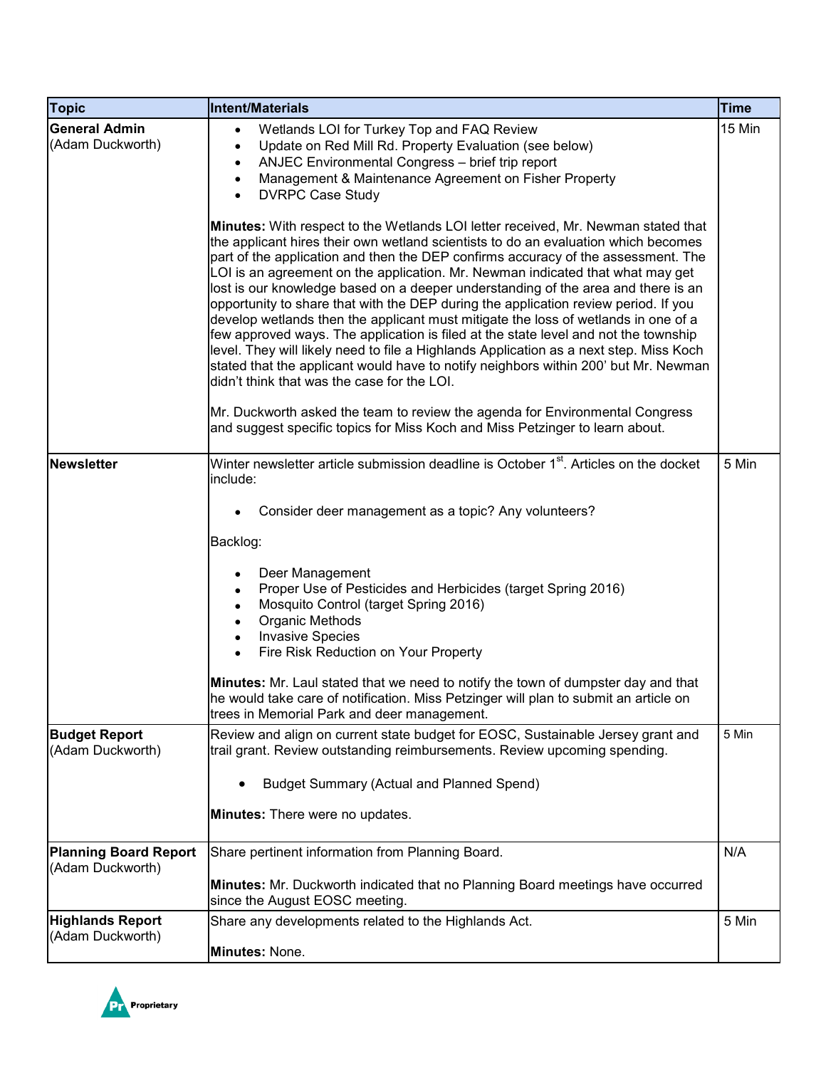| Topic | Intent/Materials | Time |
|---|---|---|
| **General Admin** (Adam Duckworth) | • Wetlands LOI for Turkey Top and FAQ Review<br>• Update on Red Mill Rd. Property Evaluation (see below)<br>• ANJEC Environmental Congress – brief trip report<br>• Management & Maintenance Agreement on Fisher Property<br>• DVRPC Case Study<br><br>**Minutes:** With respect to the Wetlands LOI letter received, Mr. Newman stated that the applicant hires their own wetland scientists to do an evaluation which becomes part of the application and then the DEP confirms accuracy of the assessment. The LOI is an agreement on the application. Mr. Newman indicated that what may get lost is our knowledge based on a deeper understanding of the area and there is an opportunity to share that with the DEP during the application review period. If you develop wetlands then the applicant must mitigate the loss of wetlands in one of a few approved ways. The application is filed at the state level and not the township level. They will likely need to file a Highlands Application as a next step. Miss Koch stated that the applicant would have to notify neighbors within 200' but Mr. Newman didn't think that was the case for the LOI.<br><br>Mr. Duckworth asked the team to review the agenda for Environmental Congress and suggest specific topics for Miss Koch and Miss Petzinger to learn about. | 15 Min |
| **Newsletter** | Winter newsletter article submission deadline is October 1st. Articles on the docket include:<br><br>• Consider deer management as a topic? Any volunteers?<br><br>Backlog:<br><br>• Deer Management<br>• Proper Use of Pesticides and Herbicides (target Spring 2016)<br>• Mosquito Control (target Spring 2016)<br>• Organic Methods<br>• Invasive Species<br>• Fire Risk Reduction on Your Property<br><br>**Minutes:** Mr. Laul stated that we need to notify the town of dumpster day and that he would take care of notification. Miss Petzinger will plan to submit an article on trees in Memorial Park and deer management. | 5 Min |
| **Budget Report** (Adam Duckworth) | Review and align on current state budget for EOSC, Sustainable Jersey grant and trail grant. Review outstanding reimbursements. Review upcoming spending.<br><br>• Budget Summary (Actual and Planned Spend)<br><br>**Minutes:** There were no updates. | 5 Min |
| **Planning Board Report** (Adam Duckworth) | Share pertinent information from Planning Board.<br><br>**Minutes:** Mr. Duckworth indicated that no Planning Board meetings have occurred since the August EOSC meeting. | N/A |
| **Highlands Report** (Adam Duckworth) | Share any developments related to the Highlands Act.<br><br>**Minutes:** None. | 5 Min |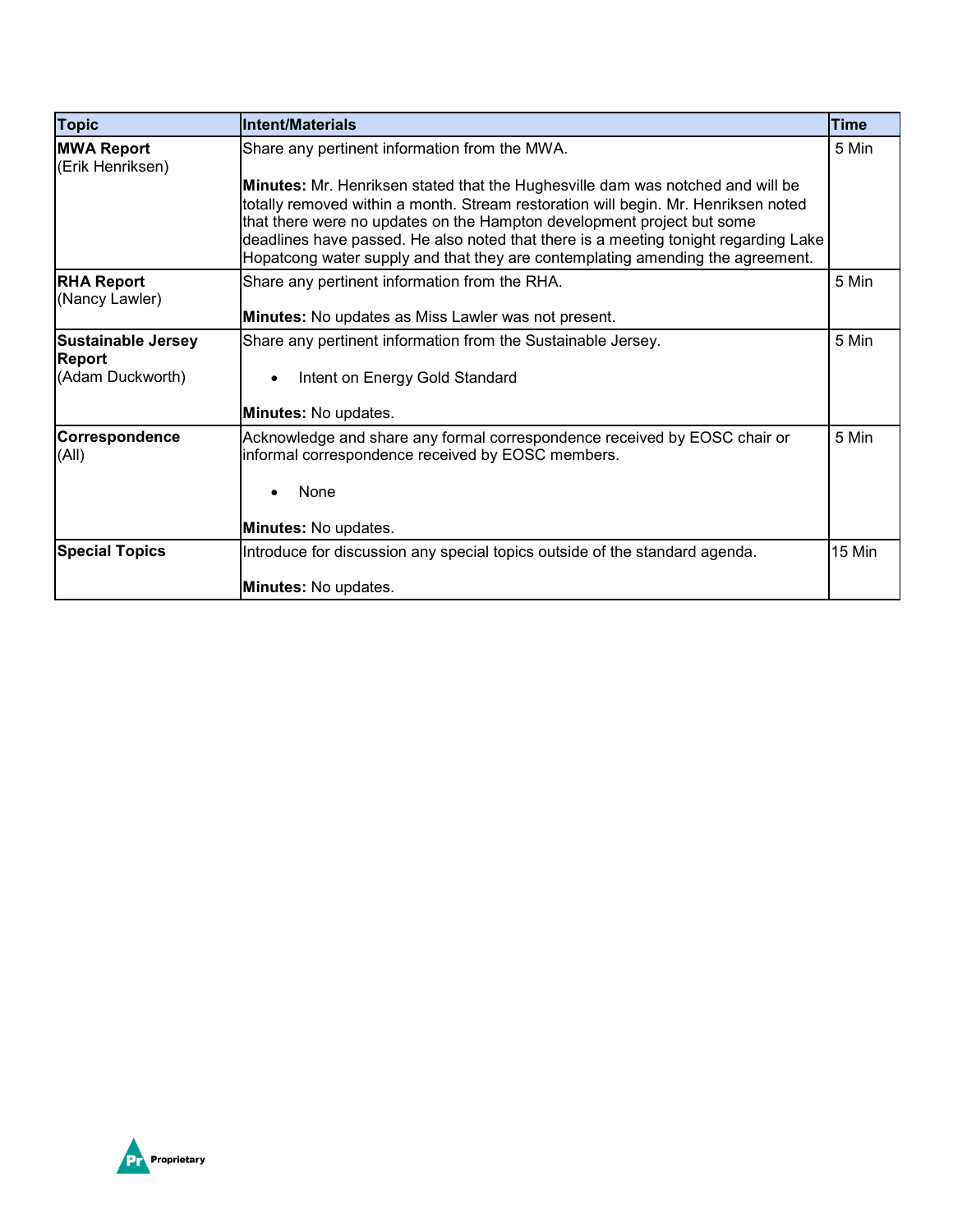| Topic | Intent/Materials | Time |
|---|---|---|
| **MWA Report** (Erik Henriksen) | Share any pertinent information from the MWA.<br><br>**Minutes:** Mr. Henriksen stated that the Hughesville dam was notched and will be totally removed within a month. Stream restoration will begin. Mr. Henriksen noted that there were no updates on the Hampton development project but some deadlines have passed. He also noted that there is a meeting tonight regarding Lake Hopatcong water supply and that they are contemplating amending the agreement. | 5 Min |
| **RHA Report** (Nancy Lawler) | Share any pertinent information from the RHA.<br><br>**Minutes:** No updates as Miss Lawler was not present. | 5 Min |
| **Sustainable Jersey Report** (Adam Duckworth) | Share any pertinent information from the Sustainable Jersey.<br><br>• Intent on Energy Gold Standard<br><br>**Minutes:** No updates. | 5 Min |
| **Correspondence** (All) | Acknowledge and share any formal correspondence received by EOSC chair or informal correspondence received by EOSC members.<br><br>• None<br><br>**Minutes:** No updates. | 5 Min |
| **Special Topics** | Introduce for discussion any special topics outside of the standard agenda.<br><br>**Minutes:** No updates. | 15 Min |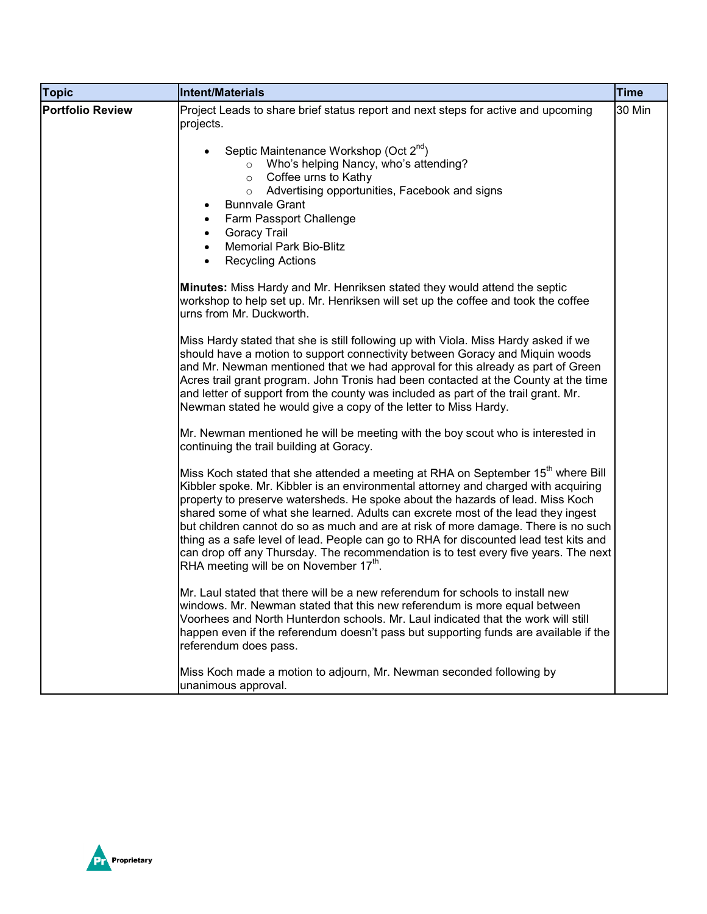| Topic | Intent/Materials | Time |
|---|---|---|
| **Portfolio Review** | Project Leads to share brief status report and next steps for active and upcoming projects.<br><br>• Septic Maintenance Workshop (Oct 2nd)<br>  ○ Who's helping Nancy, who's attending?<br>  ○ Coffee urns to Kathy<br>  ○ Advertising opportunities, Facebook and signs<br>• Bunnvale Grant<br>• Farm Passport Challenge<br>• Goracy Trail<br>• Memorial Park Bio-Blitz<br>• Recycling Actions<br><br>**Minutes:** Miss Hardy and Mr. Henriksen stated they would attend the septic workshop to help set up. Mr. Henriksen will set up the coffee and took the coffee urns from Mr. Duckworth.<br><br>Miss Hardy stated that she is still following up with Viola. Miss Hardy asked if we should have a motion to support connectivity between Goracy and Miquin woods and Mr. Newman mentioned that we had approval for this already as part of Green Acres trail grant program. John Tronis had been contacted at the County at the time and letter of support from the county was included as part of the trail grant. Mr. Newman stated he would give a copy of the letter to Miss Hardy.<br><br>Mr. Newman mentioned he will be meeting with the boy scout who is interested in continuing the trail building at Goracy.<br><br>Miss Koch stated that she attended a meeting at RHA on September 15th where Bill Kibbler spoke. Mr. Kibbler is an environmental attorney and charged with acquiring property to preserve watersheds. He spoke about the hazards of lead. Miss Koch shared some of what she learned. Adults can excrete most of the lead they ingest but children cannot do so as much and are at risk of more damage. There is no such thing as a safe level of lead. People can go to RHA for discounted lead test kits and can drop off any Thursday. The recommendation is to test every five years. The next RHA meeting will be on November 17th.<br><br>Mr. Laul stated that there will be a new referendum for schools to install new windows. Mr. Newman stated that this new referendum is more equal between Voorhees and North Hunterdon schools. Mr. Laul indicated that the work will still happen even if the referendum doesn't pass but supporting funds are available if the referendum does pass.<br><br>Miss Koch made a motion to adjourn, Mr. Newman seconded following by unanimous approval. | 30 Min |

Proprietary